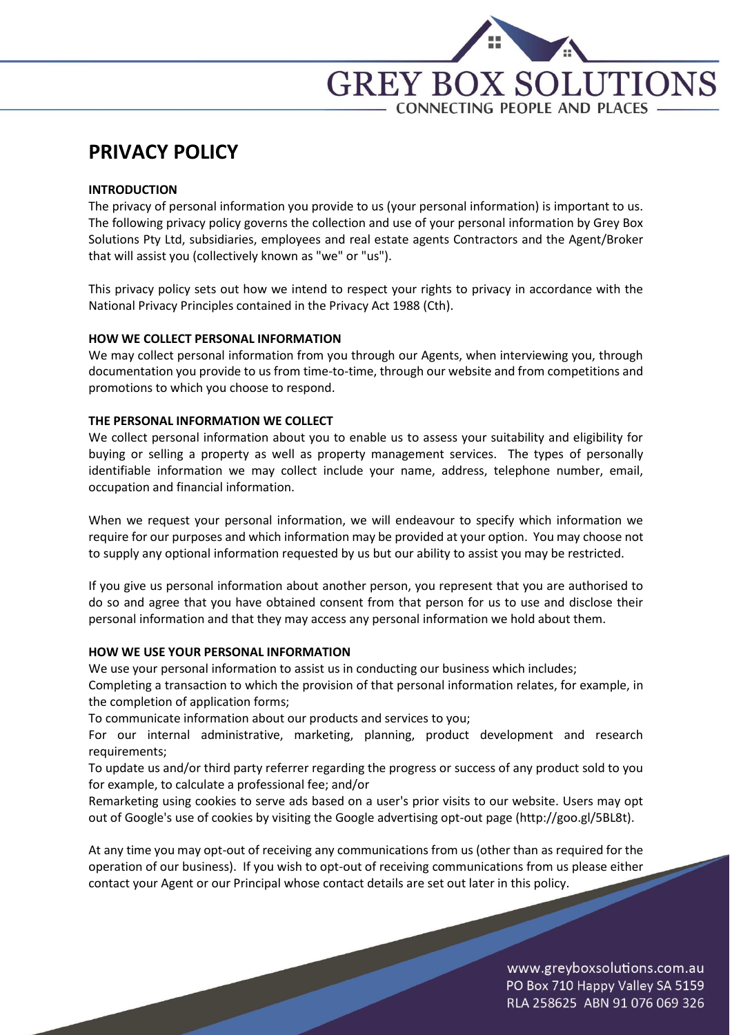# PRIVACY POLICY

## INTRODUCTION

The privacy of personal information you provide to us (your personal information) is important to us. The following privacy policy governs the collection and use of your personal information by Grey Box Solutions Pty Ltd, subsidiaries, employees and real estate agents Contractors and the Agent/Broker that will assist you (collectively known as "we" or "us").

This privacy policy sets out how we intend to respect your rights to privacy in accordance with the National Privacy Principles contained in the Privacy Act 1988 (Cth).

## HOW WE COLLECT PERSONAL INFORMATION

We may collect personal information from you through our Agents, when interviewing you, through documentation you provide to us from time-to-time, through our website and from competitions and promotions to which you choose to respond.

## THE PERSONAL INFORMATION WE COLLECT

We collect personal information about you to enable us to assess your suitability and eligibility for buying or selling a property as well as property management services. The types of personally identifiable information we may collect include your name, address, telephone number, email, occupation and financial information.

When we request your personal information, we will endeavour to specify which information we require for our purposes and which information may be provided at your option. You may choose not to supply any optional information requested by us but our ability to assist you may be restricted.

If you give us personal information about another person, you represent that you are authorised to do so and agree that you have obtained consent from that person for us to use and disclose their personal information and that they may access any personal information we hold about them.

## HOW WE USE YOUR PERSONAL INFORMATION

We use your personal information to assist us in conducting our business which includes;

Completing a transaction to which the provision of that personal information relates, for example, in the completion of application forms;

To communicate information about our products and services to you;

For our internal administrative, marketing, planning, product development and research requirements;

To update us and/or third party referrer regarding the progress or success of any product sold to you for example, to calculate a professional fee; and/or

Remarketing using cookies to serve ads based on a user's prior visits to our website. Users may opt out of Google's use of cookies by visiting the Google advertising opt-out page (http://goo.gl/5BL8t).

At any time you may opt-out of receiving any communications from us (other than as required for the operation of our business). If you wish to opt-out of receiving communications from us please either contact your Agent or our Principal whose contact details are set out later in this policy.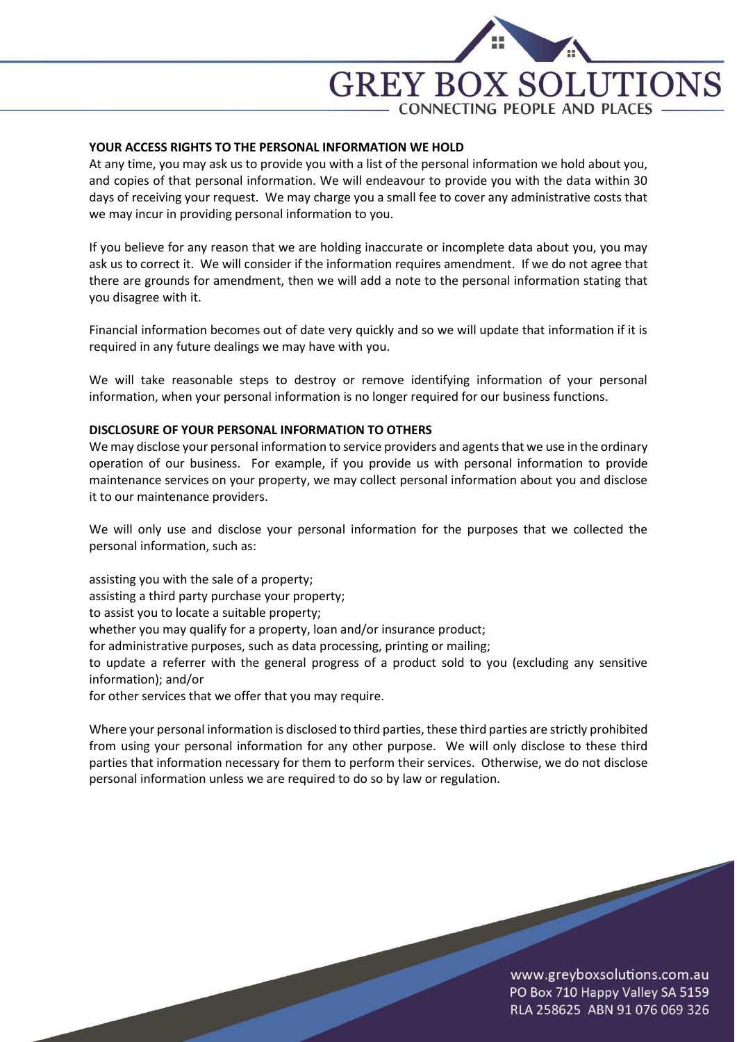## YOUR ACCESS RIGHTS TO THE PERSONAL INFORMATION WE HOLD

At any time, you may ask us to provide you with a list of the personal information we hold about you, and copies of that personal information. We will endeavour to provide you with the data within 30 days of receiving your request. We may charge you a small fee to cover any administrative costs that we may incur in providing personal information to you.

If you believe for any reason that we are holding inaccurate or incomplete data about you, you may ask us to correct it. We will consider if the information requires amendment. If we do not agree that there are grounds for amendment, then we will add a note to the personal information stating that you disagree with it.

Financial information becomes out of date very quickly and so we will update that information if it is required in any future dealings we may have with you.

We will take reasonable steps to destroy or remove identifying information of your personal information, when your personal information is no longer required for our business functions.

## DISCLOSURE OF YOUR PERSONAL INFORMATION TO OTHERS

We may disclose your personal information to service providers and agents that we use in the ordinary operation of our business. For example, if you provide us with personal information to provide maintenance services on your property, we may collect personal information about you and disclose it to our maintenance providers.

We will only use and disclose your personal information for the purposes that we collected the personal information, such as:

assisting you with the sale of a property;
assisting a third party purchase your property;
to assist you to locate a suitable property;
whether you may qualify for a property, loan and/or insurance product;
for administrative purposes, such as data processing, printing or mailing;
to update a referrer with the general progress of a product sold to you (excluding any sensitive information); and/or
for other services that we offer that you may require.

Where your personal information is disclosed to third parties, these third parties are strictly prohibited from using your personal information for any other purpose. We will only disclose to these third parties that information necessary for them to perform their services. Otherwise, we do not disclose personal information unless we are required to do so by law or regulation.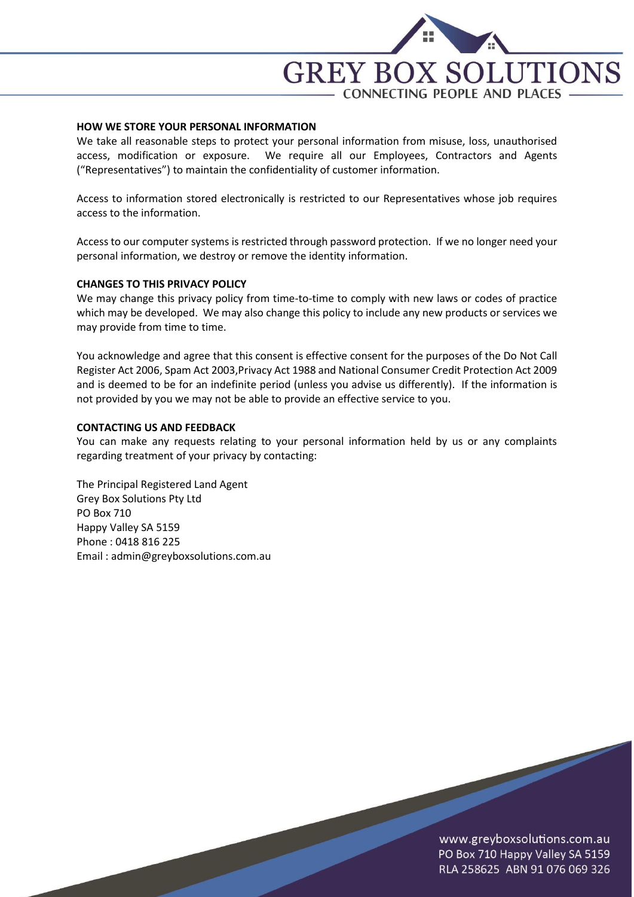## HOW WE STORE YOUR PERSONAL INFORMATION

We take all reasonable steps to protect your personal information from misuse, loss, unauthorised access, modification or exposure. We require all our Employees, Contractors and Agents ("Representatives") to maintain the confidentiality of customer information.

Access to information stored electronically is restricted to our Representatives whose job requires access to the information.

Access to our computer systems is restricted through password protection. If we no longer need your personal information, we destroy or remove the identity information.

## CHANGES TO THIS PRIVACY POLICY

We may change this privacy policy from time-to-time to comply with new laws or codes of practice which may be developed. We may also change this policy to include any new products or services we may provide from time to time.

You acknowledge and agree that this consent is effective consent for the purposes of the Do Not Call Register Act 2006, Spam Act 2003,Privacy Act 1988 and National Consumer Credit Protection Act 2009 and is deemed to be for an indefinite period (unless you advise us differently). If the information is not provided by you we may not be able to provide an effective service to you.

## CONTACTING US AND FEEDBACK

You can make any requests relating to your personal information held by us or any complaints regarding treatment of your privacy by contacting:

The Principal Registered Land Agent
Grey Box Solutions Pty Ltd
PO Box 710
Happy Valley SA 5159
Phone : 0418 816 225
Email : admin@greyboxsolutions.com.au